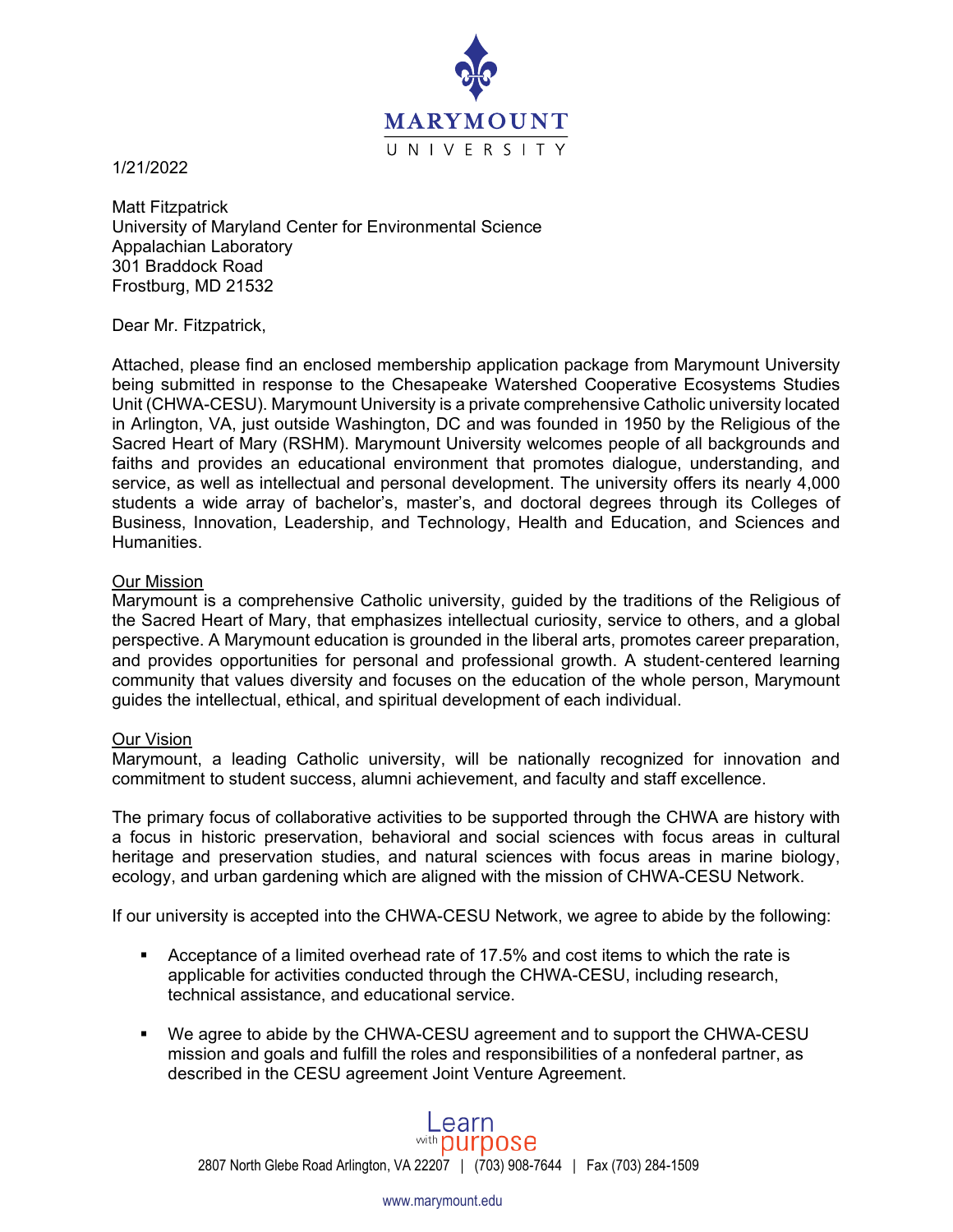MARYMOUNT UNIVERSITY

1/21/2022

Matt Fitzpatrick
University of Maryland Center for Environmental Science
Appalachian Laboratory
301 Braddock Road
Frostburg, MD 21532

Dear Mr. Fitzpatrick,

Attached, please find an enclosed membership application package from Marymount University being submitted in response to the Chesapeake Watershed Cooperative Ecosystems Studies Unit (CHWA-CESU). Marymount University is a private comprehensive Catholic university located in Arlington, VA, just outside Washington, DC and was founded in 1950 by the Religious of the Sacred Heart of Mary (RSHM). Marymount University welcomes people of all backgrounds and faiths and provides an educational environment that promotes dialogue, understanding, and service, as well as intellectual and personal development. The university offers its nearly 4,000 students a wide array of bachelor's, master's, and doctoral degrees through its Colleges of Business, Innovation, Leadership, and Technology, Health and Education, and Sciences and Humanities.

Our Mission
Marymount is a comprehensive Catholic university, guided by the traditions of the Religious of the Sacred Heart of Mary, that emphasizes intellectual curiosity, service to others, and a global perspective. A Marymount education is grounded in the liberal arts, promotes career preparation, and provides opportunities for personal and professional growth. A student-centered learning community that values diversity and focuses on the education of the whole person, Marymount guides the intellectual, ethical, and spiritual development of each individual.

Our Vision
Marymount, a leading Catholic university, will be nationally recognized for innovation and commitment to student success, alumni achievement, and faculty and staff excellence.

The primary focus of collaborative activities to be supported through the CHWA are history with a focus in historic preservation, behavioral and social sciences with focus areas in cultural heritage and preservation studies, and natural sciences with focus areas in marine biology, ecology, and urban gardening which are aligned with the mission of CHWA-CESU Network.

If our university is accepted into the CHWA-CESU Network, we agree to abide by the following:

- Acceptance of a limited overhead rate of 17.5% and cost items to which the rate is applicable for activities conducted through the CHWA-CESU, including research, technical assistance, and educational service.
- We agree to abide by the CHWA-CESU agreement and to support the CHWA-CESU mission and goals and fulfill the roles and responsibilities of a nonfederal partner, as described in the CESU agreement Joint Venture Agreement.

Learn with purpose

2807 North Glebe Road Arlington, VA 22207 | (703) 908-7644 | Fax (703) 284-1509

www.marymount.edu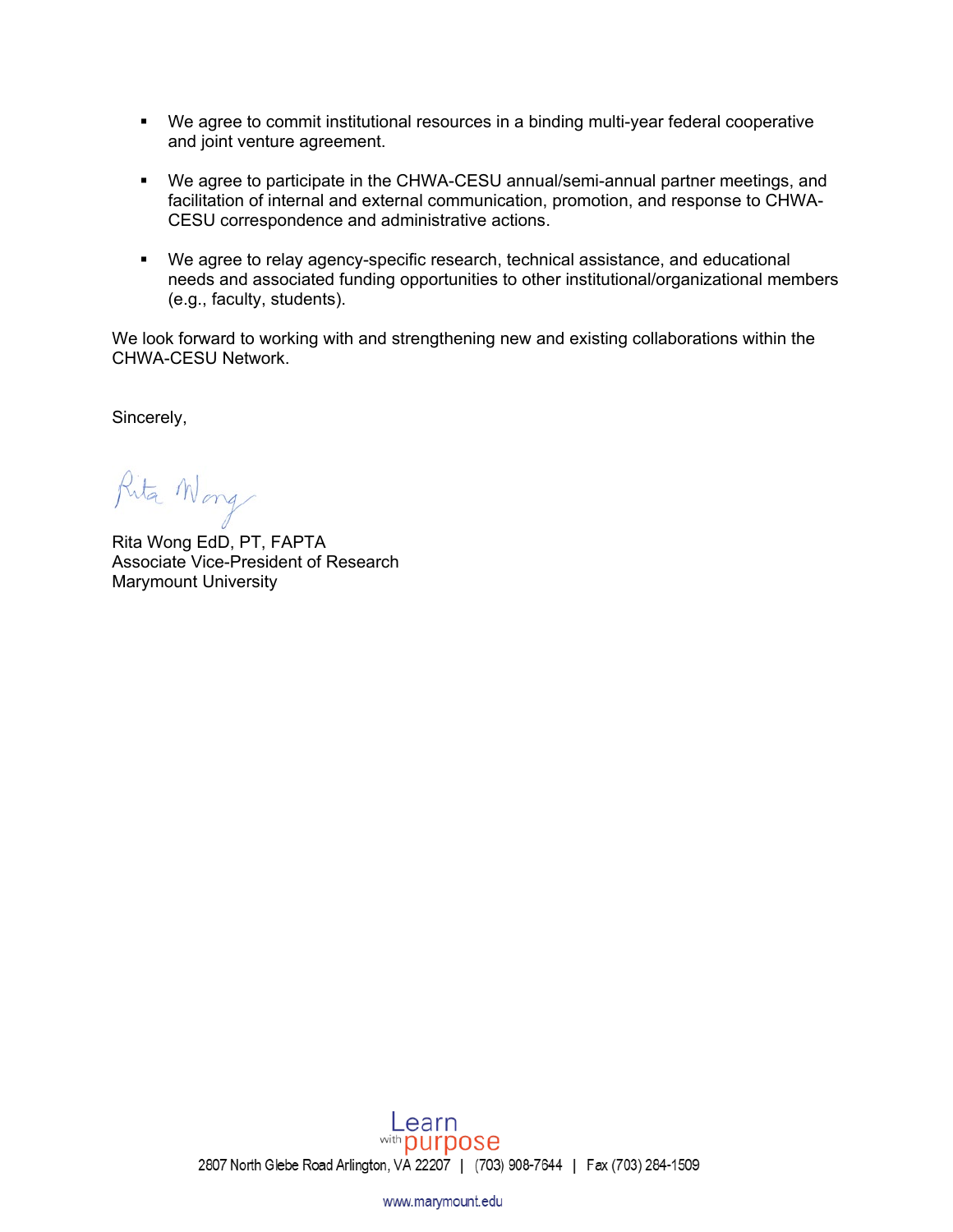- We agree to commit institutional resources in a binding multi-year federal cooperative and joint venture agreement.
- We agree to participate in the CHWA-CESU annual/semi-annual partner meetings, and facilitation of internal and external communication, promotion, and response to CHWA-CESU correspondence and administrative actions.
- We agree to relay agency-specific research, technical assistance, and educational needs and associated funding opportunities to other institutional/organizational members (e.g., faculty, students).

We look forward to working with and strengthening new and existing collaborations within the CHWA-CESU Network.

Sincerely,

Rita Wong

Rita Wong EdD, PT, FAPTA
Associate Vice-President of Research
Marymount University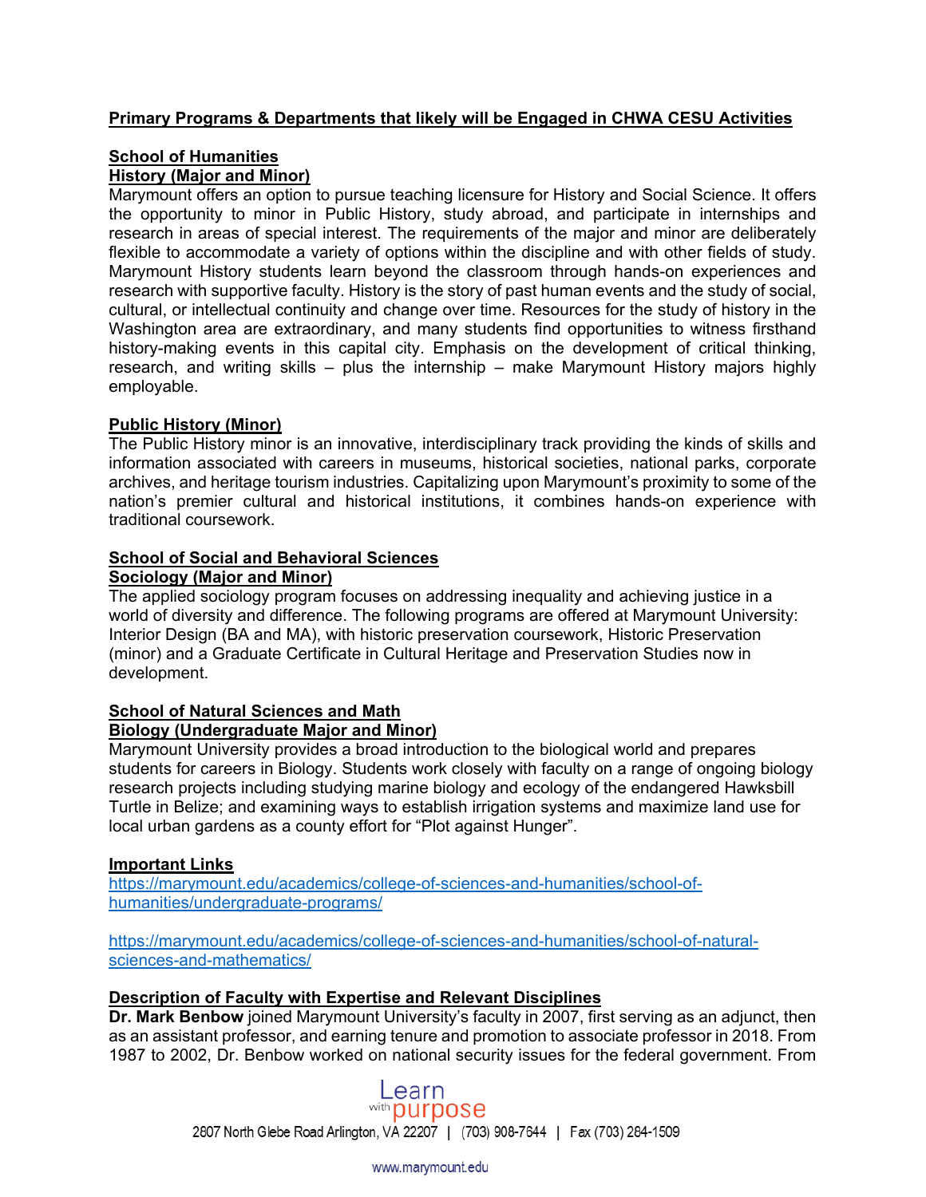**Primary Programs & Departments that likely will be Engaged in CHWA CESU Activities**

**School of Humanities**

**History (Major and Minor)**

Marymount offers an option to pursue teaching licensure for History and Social Science. It offers the opportunity to minor in Public History, study abroad, and participate in internships and research in areas of special interest. The requirements of the major and minor are deliberately flexible to accommodate a variety of options within the discipline and with other fields of study. Marymount History students learn beyond the classroom through hands-on experiences and research with supportive faculty. History is the story of past human events and the study of social, cultural, or intellectual continuity and change over time. Resources for the study of history in the Washington area are extraordinary, and many students find opportunities to witness firsthand history-making events in this capital city. Emphasis on the development of critical thinking, research, and writing skills – plus the internship – make Marymount History majors highly employable.

**Public History (Minor)**

The Public History minor is an innovative, interdisciplinary track providing the kinds of skills and information associated with careers in museums, historical societies, national parks, corporate archives, and heritage tourism industries. Capitalizing upon Marymount's proximity to some of the nation's premier cultural and historical institutions, it combines hands-on experience with traditional coursework.

**School of Social and Behavioral Sciences**

**Sociology (Major and Minor)**

The applied sociology program focuses on addressing inequality and achieving justice in a world of diversity and difference. The following programs are offered at Marymount University: Interior Design (BA and MA), with historic preservation coursework, Historic Preservation (minor) and a Graduate Certificate in Cultural Heritage and Preservation Studies now in development.

**School of Natural Sciences and Math**

**Biology (Undergraduate Major and Minor)**

Marymount University provides a broad introduction to the biological world and prepares students for careers in Biology. Students work closely with faculty on a range of ongoing biology research projects including studying marine biology and ecology of the endangered Hawksbill Turtle in Belize; and examining ways to establish irrigation systems and maximize land use for local urban gardens as a county effort for "Plot against Hunger".

**Important Links**

https://marymount.edu/academics/college-of-sciences-and-humanities/school-of-humanities/undergraduate-programs/

https://marymount.edu/academics/college-of-sciences-and-humanities/school-of-natural-sciences-and-mathematics/

**Description of Faculty with Expertise and Relevant Disciplines**

**Dr. Mark Benbow** joined Marymount University's faculty in 2007, first serving as an adjunct, then as an assistant professor, and earning tenure and promotion to associate professor in 2018. From 1987 to 2002, Dr. Benbow worked on national security issues for the federal government. From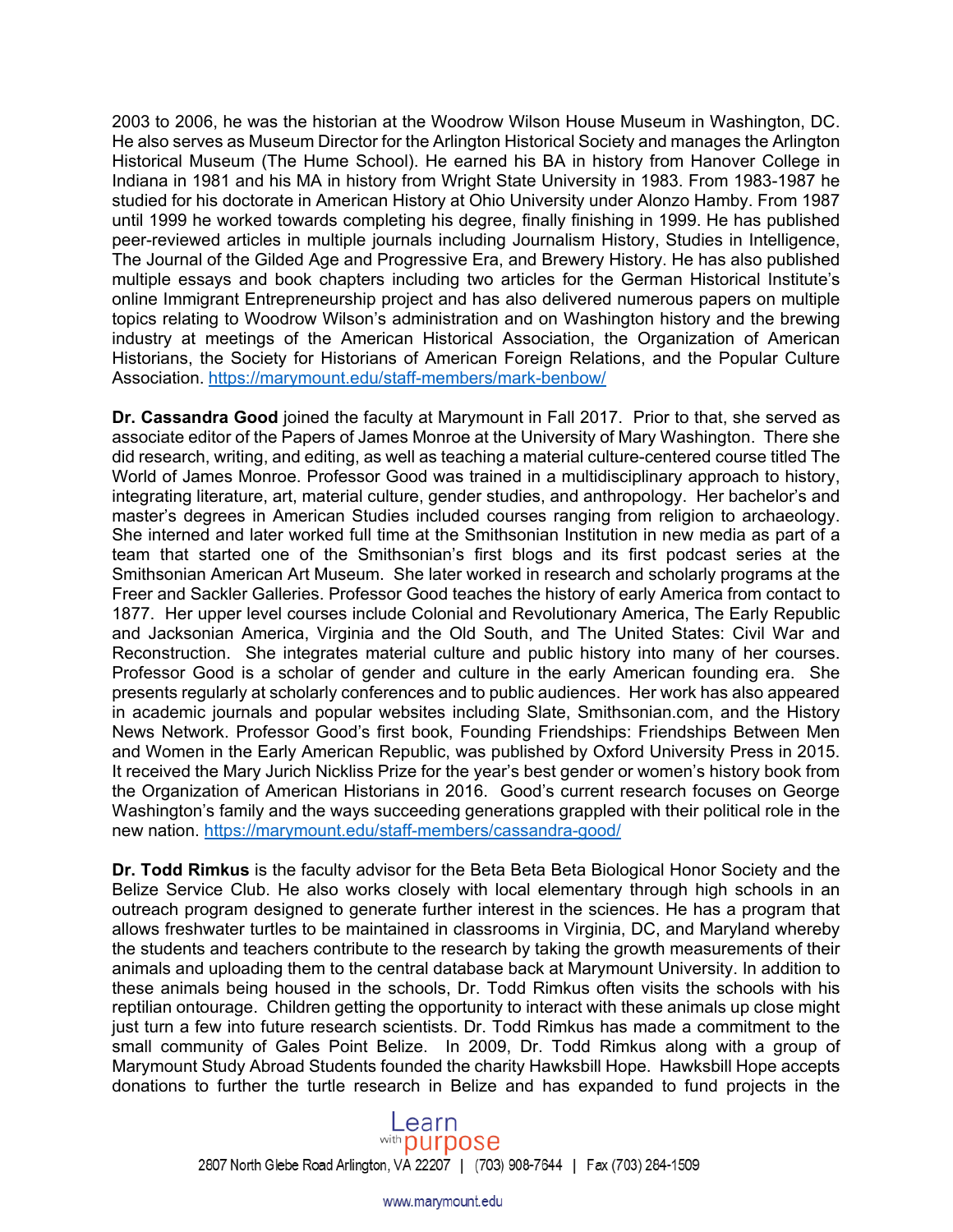2003 to 2006, he was the historian at the Woodrow Wilson House Museum in Washington, DC. He also serves as Museum Director for the Arlington Historical Society and manages the Arlington Historical Museum (The Hume School). He earned his BA in history from Hanover College in Indiana in 1981 and his MA in history from Wright State University in 1983. From 1983-1987 he studied for his doctorate in American History at Ohio University under Alonzo Hamby. From 1987 until 1999 he worked towards completing his degree, finally finishing in 1999. He has published peer-reviewed articles in multiple journals including Journalism History, Studies in Intelligence, The Journal of the Gilded Age and Progressive Era, and Brewery History. He has also published multiple essays and book chapters including two articles for the German Historical Institute's online Immigrant Entrepreneurship project and has also delivered numerous papers on multiple topics relating to Woodrow Wilson's administration and on Washington history and the brewing industry at meetings of the American Historical Association, the Organization of American Historians, the Society for Historians of American Foreign Relations, and the Popular Culture Association. https://marymount.edu/staff-members/mark-benbow/

**Dr. Cassandra Good** joined the faculty at Marymount in Fall 2017. Prior to that, she served as associate editor of the Papers of James Monroe at the University of Mary Washington. There she did research, writing, and editing, as well as teaching a material culture-centered course titled The World of James Monroe. Professor Good was trained in a multidisciplinary approach to history, integrating literature, art, material culture, gender studies, and anthropology. Her bachelor's and master's degrees in American Studies included courses ranging from religion to archaeology. She interned and later worked full time at the Smithsonian Institution in new media as part of a team that started one of the Smithsonian's first blogs and its first podcast series at the Smithsonian American Art Museum. She later worked in research and scholarly programs at the Freer and Sackler Galleries. Professor Good teaches the history of early America from contact to 1877. Her upper level courses include Colonial and Revolutionary America, The Early Republic and Jacksonian America, Virginia and the Old South, and The United States: Civil War and Reconstruction. She integrates material culture and public history into many of her courses. Professor Good is a scholar of gender and culture in the early American founding era. She presents regularly at scholarly conferences and to public audiences. Her work has also appeared in academic journals and popular websites including Slate, Smithsonian.com, and the History News Network. Professor Good's first book, Founding Friendships: Friendships Between Men and Women in the Early American Republic, was published by Oxford University Press in 2015. It received the Mary Jurich Nickliss Prize for the year's best gender or women's history book from the Organization of American Historians in 2016. Good's current research focuses on George Washington's family and the ways succeeding generations grappled with their political role in the new nation. https://marymount.edu/staff-members/cassandra-good/

**Dr. Todd Rimkus** is the faculty advisor for the Beta Beta Beta Biological Honor Society and the Belize Service Club. He also works closely with local elementary through high schools in an outreach program designed to generate further interest in the sciences. He has a program that allows freshwater turtles to be maintained in classrooms in Virginia, DC, and Maryland whereby the students and teachers contribute to the research by taking the growth measurements of their animals and uploading them to the central database back at Marymount University. In addition to these animals being housed in the schools, Dr. Todd Rimkus often visits the schools with his reptilian ontourage. Children getting the opportunity to interact with these animals up close might just turn a few into future research scientists. Dr. Todd Rimkus has made a commitment to the small community of Gales Point Belize. In 2009, Dr. Todd Rimkus along with a group of Marymount Study Abroad Students founded the charity Hawksbill Hope. Hawksbill Hope accepts donations to further the turtle research in Belize and has expanded to fund projects in the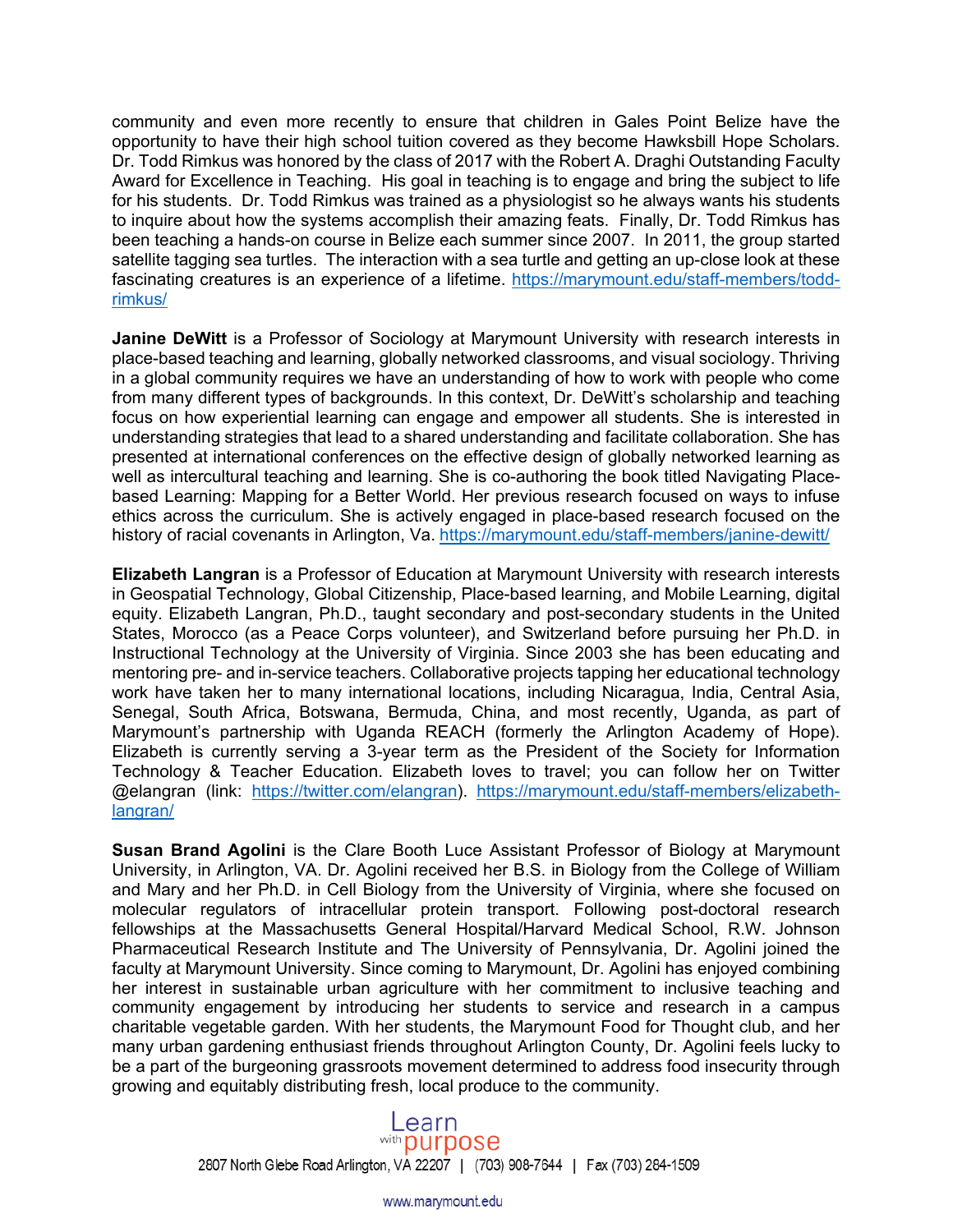community and even more recently to ensure that children in Gales Point Belize have the opportunity to have their high school tuition covered as they become Hawksbill Hope Scholars. Dr. Todd Rimkus was honored by the class of 2017 with the Robert A. Draghi Outstanding Faculty Award for Excellence in Teaching. His goal in teaching is to engage and bring the subject to life for his students. Dr. Todd Rimkus was trained as a physiologist so he always wants his students to inquire about how the systems accomplish their amazing feats. Finally, Dr. Todd Rimkus has been teaching a hands-on course in Belize each summer since 2007. In 2011, the group started satellite tagging sea turtles. The interaction with a sea turtle and getting an up-close look at these fascinating creatures is an experience of a lifetime. https://marymount.edu/staff-members/todd-rimkus/

**Janine DeWitt** is a Professor of Sociology at Marymount University with research interests in place-based teaching and learning, globally networked classrooms, and visual sociology. Thriving in a global community requires we have an understanding of how to work with people who come from many different types of backgrounds. In this context, Dr. DeWitt's scholarship and teaching focus on how experiential learning can engage and empower all students. She is interested in understanding strategies that lead to a shared understanding and facilitate collaboration. She has presented at international conferences on the effective design of globally networked learning as well as intercultural teaching and learning. She is co-authoring the book titled Navigating Place-based Learning: Mapping for a Better World. Her previous research focused on ways to infuse ethics across the curriculum. She is actively engaged in place-based research focused on the history of racial covenants in Arlington, Va. https://marymount.edu/staff-members/janine-dewitt/

**Elizabeth Langran** is a Professor of Education at Marymount University with research interests in Geospatial Technology, Global Citizenship, Place-based learning, and Mobile Learning, digital equity. Elizabeth Langran, Ph.D., taught secondary and post-secondary students in the United States, Morocco (as a Peace Corps volunteer), and Switzerland before pursuing her Ph.D. in Instructional Technology at the University of Virginia. Since 2003 she has been educating and mentoring pre- and in-service teachers. Collaborative projects tapping her educational technology work have taken her to many international locations, including Nicaragua, India, Central Asia, Senegal, South Africa, Botswana, Bermuda, China, and most recently, Uganda, as part of Marymount's partnership with Uganda REACH (formerly the Arlington Academy of Hope). Elizabeth is currently serving a 3-year term as the President of the Society for Information Technology & Teacher Education. Elizabeth loves to travel; you can follow her on Twitter @elangran (link: https://twitter.com/elangran). https://marymount.edu/staff-members/elizabeth-langran/

**Susan Brand Agolini** is the Clare Booth Luce Assistant Professor of Biology at Marymount University, in Arlington, VA. Dr. Agolini received her B.S. in Biology from the College of William and Mary and her Ph.D. in Cell Biology from the University of Virginia, where she focused on molecular regulators of intracellular protein transport. Following post-doctoral research fellowships at the Massachusetts General Hospital/Harvard Medical School, R.W. Johnson Pharmaceutical Research Institute and The University of Pennsylvania, Dr. Agolini joined the faculty at Marymount University. Since coming to Marymount, Dr. Agolini has enjoyed combining her interest in sustainable urban agriculture with her commitment to inclusive teaching and community engagement by introducing her students to service and research in a campus charitable vegetable garden. With her students, the Marymount Food for Thought club, and her many urban gardening enthusiast friends throughout Arlington County, Dr. Agolini feels lucky to be a part of the burgeoning grassroots movement determined to address food insecurity through growing and equitably distributing fresh, local produce to the community.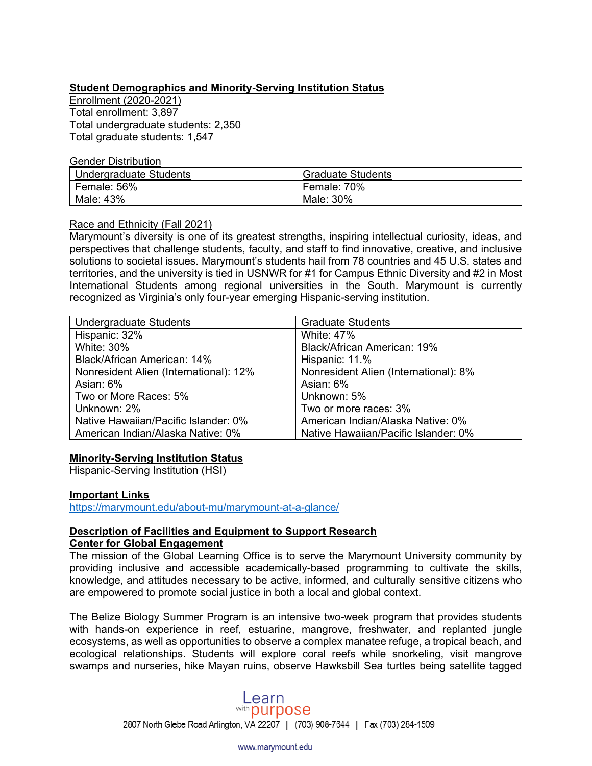**Student Demographics and Minority-Serving Institution Status**

Enrollment (2020-2021)
Total enrollment: 3,897
Total undergraduate students: 2,350
Total graduate students: 1,547

Gender Distribution

| Undergraduate Students | Graduate Students |
|---|---|
| Female: 56%<br>Male: 43% | Female: 70%<br>Male: 30% |

Race and Ethnicity (Fall 2021)

Marymount's diversity is one of its greatest strengths, inspiring intellectual curiosity, ideas, and perspectives that challenge students, faculty, and staff to find innovative, creative, and inclusive solutions to societal issues. Marymount's students hail from 78 countries and 45 U.S. states and territories, and the university is tied in USNWR for #1 for Campus Ethnic Diversity and #2 in Most International Students among regional universities in the South. Marymount is currently recognized as Virginia's only four-year emerging Hispanic-serving institution.

| Undergraduate Students | Graduate Students |
|---|---|
| Hispanic: 32% | White: 47% |
| White: 30% | Black/African American: 19% |
| Black/African American: 14% | Hispanic: 11.% |
| Nonresident Alien (International): 12% | Nonresident Alien (International): 8% |
| Asian: 6% | Asian: 6% |
| Two or More Races: 5% | Unknown: 5% |
| Unknown: 2% | Two or more races: 3% |
| Native Hawaiian/Pacific Islander: 0% | American Indian/Alaska Native: 0% |
| American Indian/Alaska Native: 0% | Native Hawaiian/Pacific Islander: 0% |

**Minority-Serving Institution Status**

Hispanic-Serving Institution (HSI)

**Important Links**

https://marymount.edu/about-mu/marymount-at-a-glance/

**Description of Facilities and Equipment to Support Research**

**Center for Global Engagement**

The mission of the Global Learning Office is to serve the Marymount University community by providing inclusive and accessible academically-based programming to cultivate the skills, knowledge, and attitudes necessary to be active, informed, and culturally sensitive citizens who are empowered to promote social justice in both a local and global context.

The Belize Biology Summer Program is an intensive two-week program that provides students with hands-on experience in reef, estuarine, mangrove, freshwater, and replanted jungle ecosystems, as well as opportunities to observe a complex manatee refuge, a tropical beach, and ecological relationships. Students will explore coral reefs while snorkeling, visit mangrove swamps and nurseries, hike Mayan ruins, observe Hawksbill Sea turtles being satellite tagged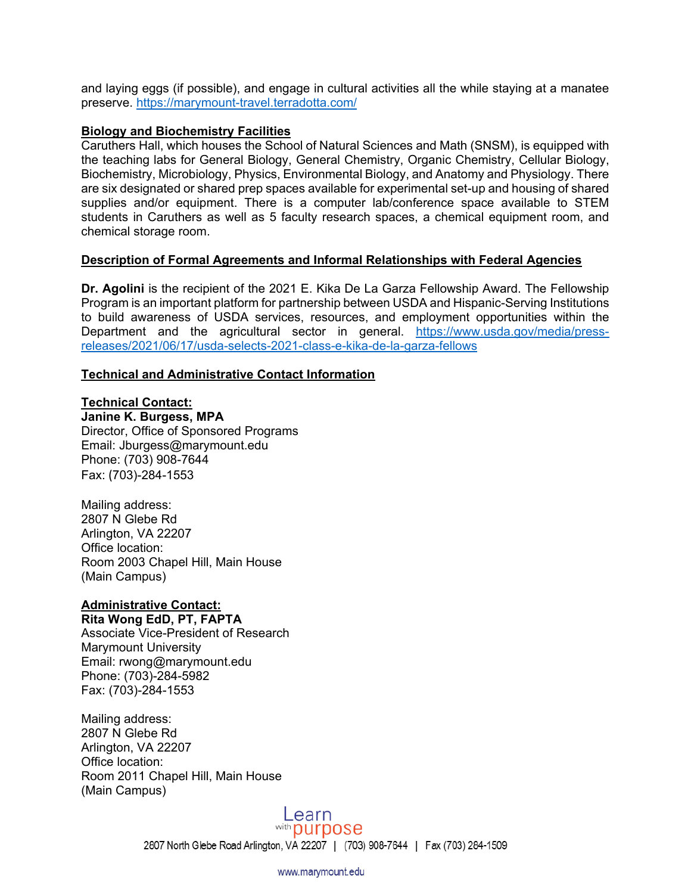and laying eggs (if possible), and engage in cultural activities all the while staying at a manatee preserve. https://marymount-travel.terradotta.com/

**Biology and Biochemistry Facilities**

Caruthers Hall, which houses the School of Natural Sciences and Math (SNSM), is equipped with the teaching labs for General Biology, General Chemistry, Organic Chemistry, Cellular Biology, Biochemistry, Microbiology, Physics, Environmental Biology, and Anatomy and Physiology. There are six designated or shared prep spaces available for experimental set-up and housing of shared supplies and/or equipment. There is a computer lab/conference space available to STEM students in Caruthers as well as 5 faculty research spaces, a chemical equipment room, and chemical storage room.

**Description of Formal Agreements and Informal Relationships with Federal Agencies**

**Dr. Agolini** is the recipient of the 2021 E. Kika De La Garza Fellowship Award. The Fellowship Program is an important platform for partnership between USDA and Hispanic-Serving Institutions to build awareness of USDA services, resources, and employment opportunities within the Department and the agricultural sector in general. https://www.usda.gov/media/press-releases/2021/06/17/usda-selects-2021-class-e-kika-de-la-garza-fellows

**Technical and Administrative Contact Information**

**Technical Contact:**
**Janine K. Burgess, MPA**
Director, Office of Sponsored Programs
Email: Jburgess@marymount.edu
Phone: (703) 908-7644
Fax: (703)-284-1553

Mailing address:
2807 N Glebe Rd
Arlington, VA 22207
Office location:
Room 2003 Chapel Hill, Main House
(Main Campus)

**Administrative Contact:**
**Rita Wong EdD, PT, FAPTA**
Associate Vice-President of Research
Marymount University
Email: rwong@marymount.edu
Phone: (703)-284-5982
Fax: (703)-284-1553

Mailing address:
2807 N Glebe Rd
Arlington, VA 22207
Office location:
Room 2011 Chapel Hill, Main House
(Main Campus)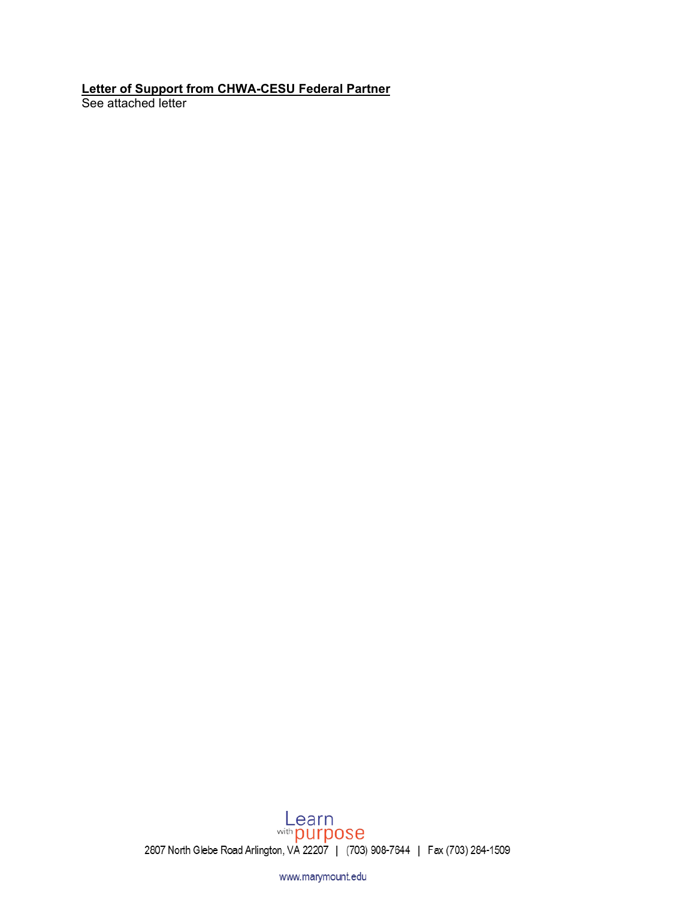**Letter of Support from CHWA-CESU Federal Partner**

See attached letter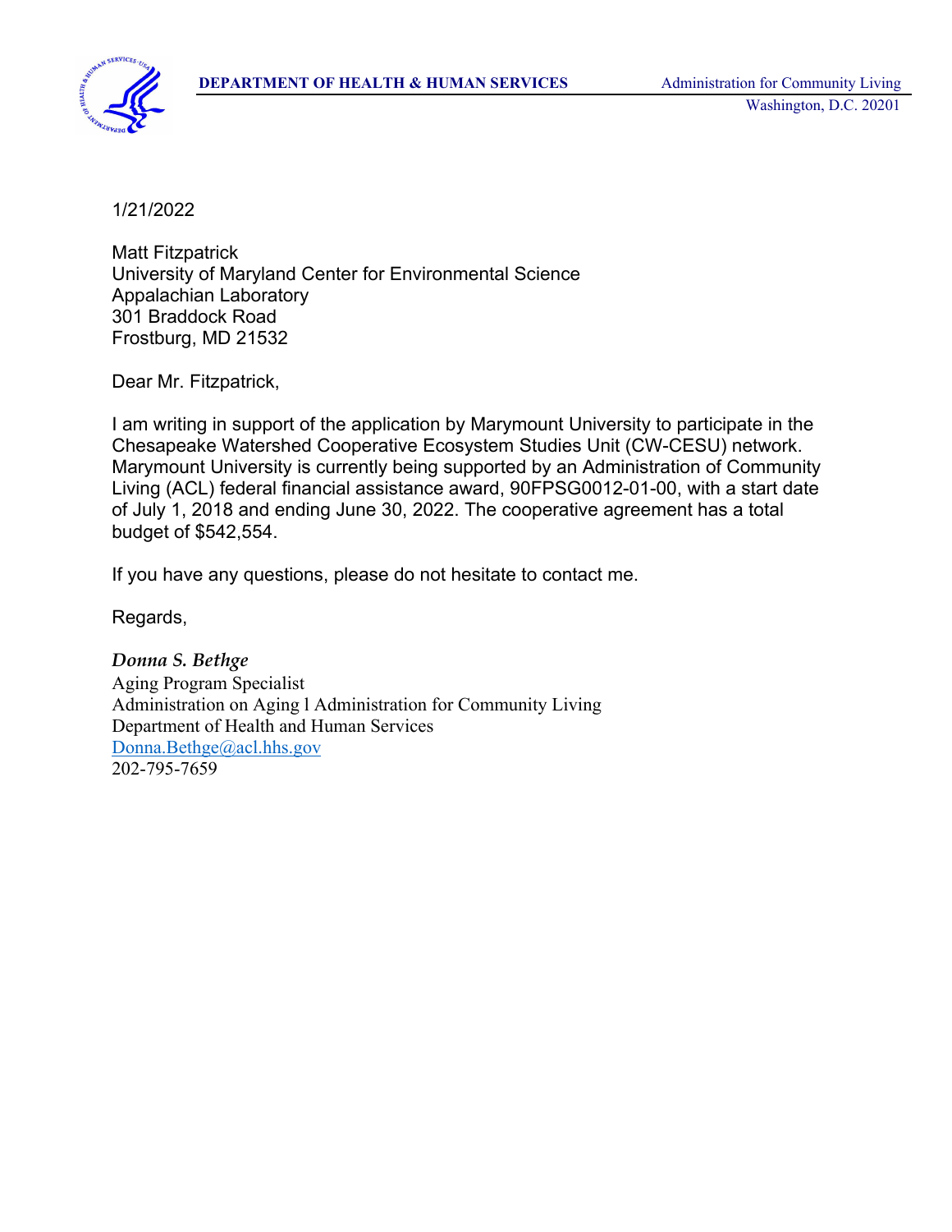**DEPARTMENT OF HEALTH & HUMAN SERVICES** Administration for Community Living
Washington, D.C. 20201

1/21/2022

Matt Fitzpatrick
University of Maryland Center for Environmental Science
Appalachian Laboratory
301 Braddock Road
Frostburg, MD 21532

Dear Mr. Fitzpatrick,

I am writing in support of the application by Marymount University to participate in the Chesapeake Watershed Cooperative Ecosystem Studies Unit (CW-CESU) network. Marymount University is currently being supported by an Administration of Community Living (ACL) federal financial assistance award, 90FPSG0012-01-00, with a start date of July 1, 2018 and ending June 30, 2022. The cooperative agreement has a total budget of $542,554.

If you have any questions, please do not hesitate to contact me.

Regards,

*Donna S. Bethge*
Aging Program Specialist
Administration on Aging l Administration for Community Living
Department of Health and Human Services
Donna.Bethge@acl.hhs.gov
202-795-7659